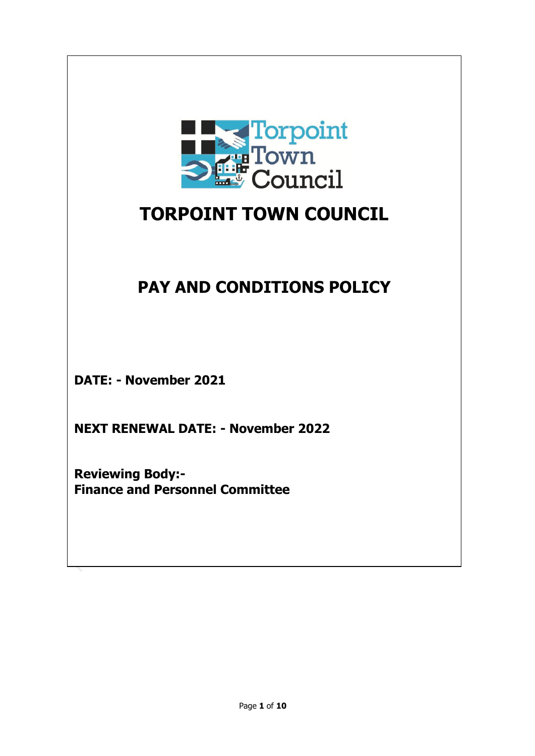# TORPOINT TOWN COUNCIL

## PAY AND CONDITIONS POLICY

**DATE: - November 2021**

**NEXT RENEWAL DATE: - November 2022**

**Reviewing Body:-**
**Finance and Personnel Committee**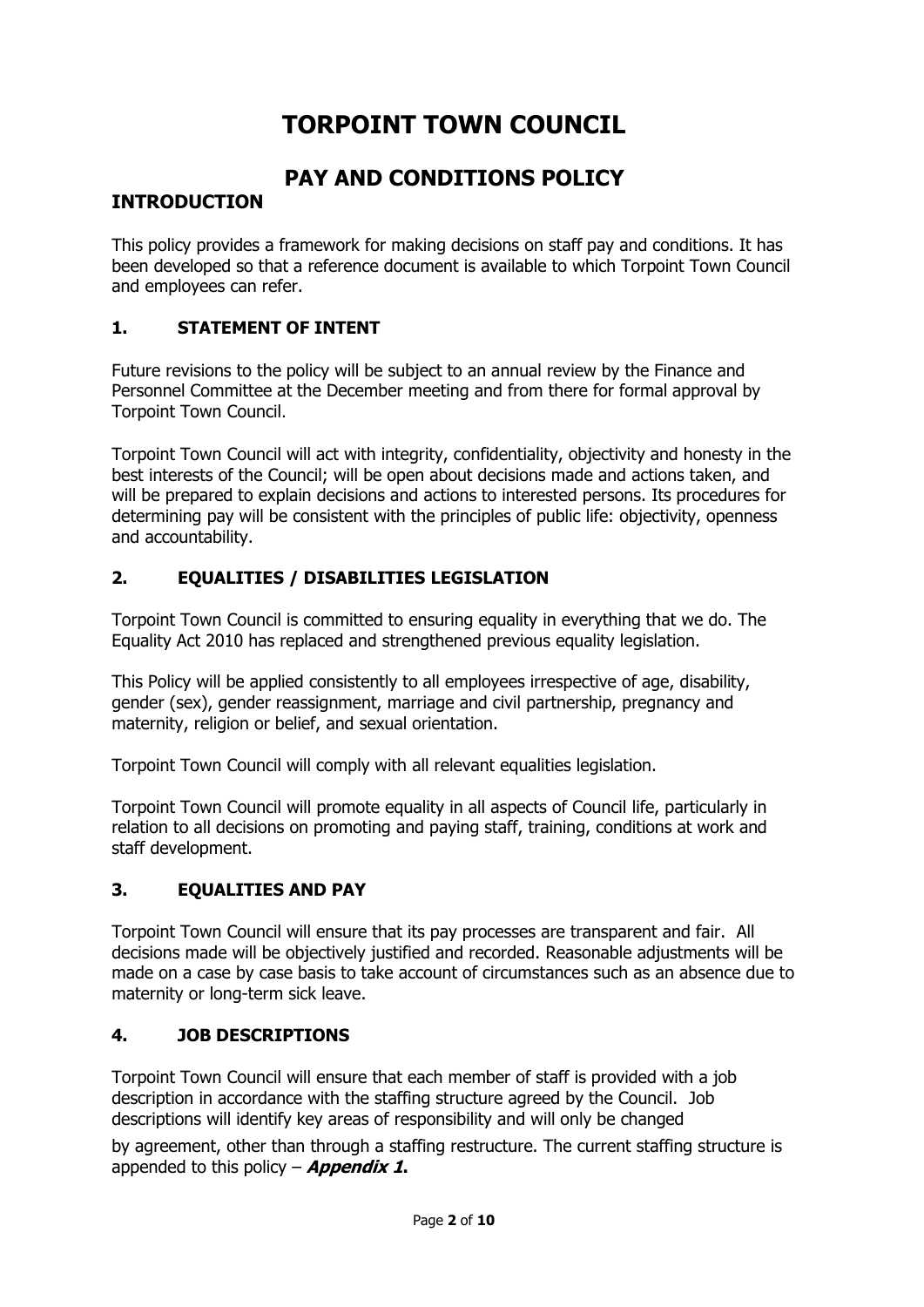# TORPOINT TOWN COUNCIL

## PAY AND CONDITIONS POLICY

### INTRODUCTION

This policy provides a framework for making decisions on staff pay and conditions. It has been developed so that a reference document is available to which Torpoint Town Council and employees can refer.

### 1. STATEMENT OF INTENT

Future revisions to the policy will be subject to an annual review by the Finance and Personnel Committee at the December meeting and from there for formal approval by Torpoint Town Council.

Torpoint Town Council will act with integrity, confidentiality, objectivity and honesty in the best interests of the Council; will be open about decisions made and actions taken, and will be prepared to explain decisions and actions to interested persons. Its procedures for determining pay will be consistent with the principles of public life: objectivity, openness and accountability.

### 2. EQUALITIES / DISABILITIES LEGISLATION

Torpoint Town Council is committed to ensuring equality in everything that we do. The Equality Act 2010 has replaced and strengthened previous equality legislation.

This Policy will be applied consistently to all employees irrespective of age, disability, gender (sex), gender reassignment, marriage and civil partnership, pregnancy and maternity, religion or belief, and sexual orientation.

Torpoint Town Council will comply with all relevant equalities legislation.

Torpoint Town Council will promote equality in all aspects of Council life, particularly in relation to all decisions on promoting and paying staff, training, conditions at work and staff development.

### 3. EQUALITIES AND PAY

Torpoint Town Council will ensure that its pay processes are transparent and fair. All decisions made will be objectively justified and recorded. Reasonable adjustments will be made on a case by case basis to take account of circumstances such as an absence due to maternity or long-term sick leave.

### 4. JOB DESCRIPTIONS

Torpoint Town Council will ensure that each member of staff is provided with a job description in accordance with the staffing structure agreed by the Council. Job descriptions will identify key areas of responsibility and will only be changed by agreement, other than through a staffing restructure. The current staffing structure is appended to this policy – ***Appendix 1*.**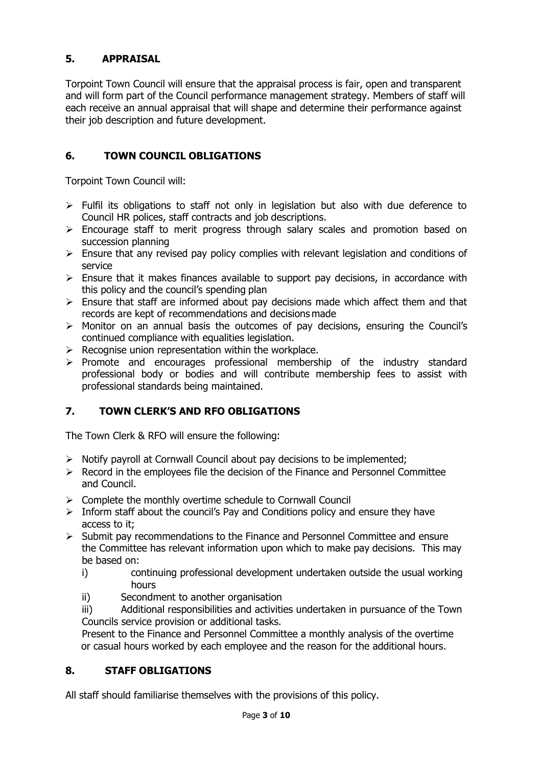## 5. APPRAISAL

Torpoint Town Council will ensure that the appraisal process is fair, open and transparent and will form part of the Council performance management strategy. Members of staff will each receive an annual appraisal that will shape and determine their performance against their job description and future development.

## 6. TOWN COUNCIL OBLIGATIONS

Torpoint Town Council will:

- Fulfil its obligations to staff not only in legislation but also with due deference to Council HR polices, staff contracts and job descriptions.
- Encourage staff to merit progress through salary scales and promotion based on succession planning
- Ensure that any revised pay policy complies with relevant legislation and conditions of service
- Ensure that it makes finances available to support pay decisions, in accordance with this policy and the council's spending plan
- Ensure that staff are informed about pay decisions made which affect them and that records are kept of recommendations and decisions made
- Monitor on an annual basis the outcomes of pay decisions, ensuring the Council's continued compliance with equalities legislation.
- Recognise union representation within the workplace.
- Promote and encourages professional membership of the industry standard professional body or bodies and will contribute membership fees to assist with professional standards being maintained.

## 7. TOWN CLERK'S AND RFO OBLIGATIONS

The Town Clerk & RFO will ensure the following:

- Notify payroll at Cornwall Council about pay decisions to be implemented;
- Record in the employees file the decision of the Finance and Personnel Committee and Council.
- Complete the monthly overtime schedule to Cornwall Council
- Inform staff about the council's Pay and Conditions policy and ensure they have access to it;
- Submit pay recommendations to the Finance and Personnel Committee and ensure the Committee has relevant information upon which to make pay decisions. This may be based on:
  - i) continuing professional development undertaken outside the usual working hours
  - ii) Secondment to another organisation
  - iii) Additional responsibilities and activities undertaken in pursuance of the Town Councils service provision or additional tasks.

  Present to the Finance and Personnel Committee a monthly analysis of the overtime or casual hours worked by each employee and the reason for the additional hours.

## 8. STAFF OBLIGATIONS

All staff should familiarise themselves with the provisions of this policy.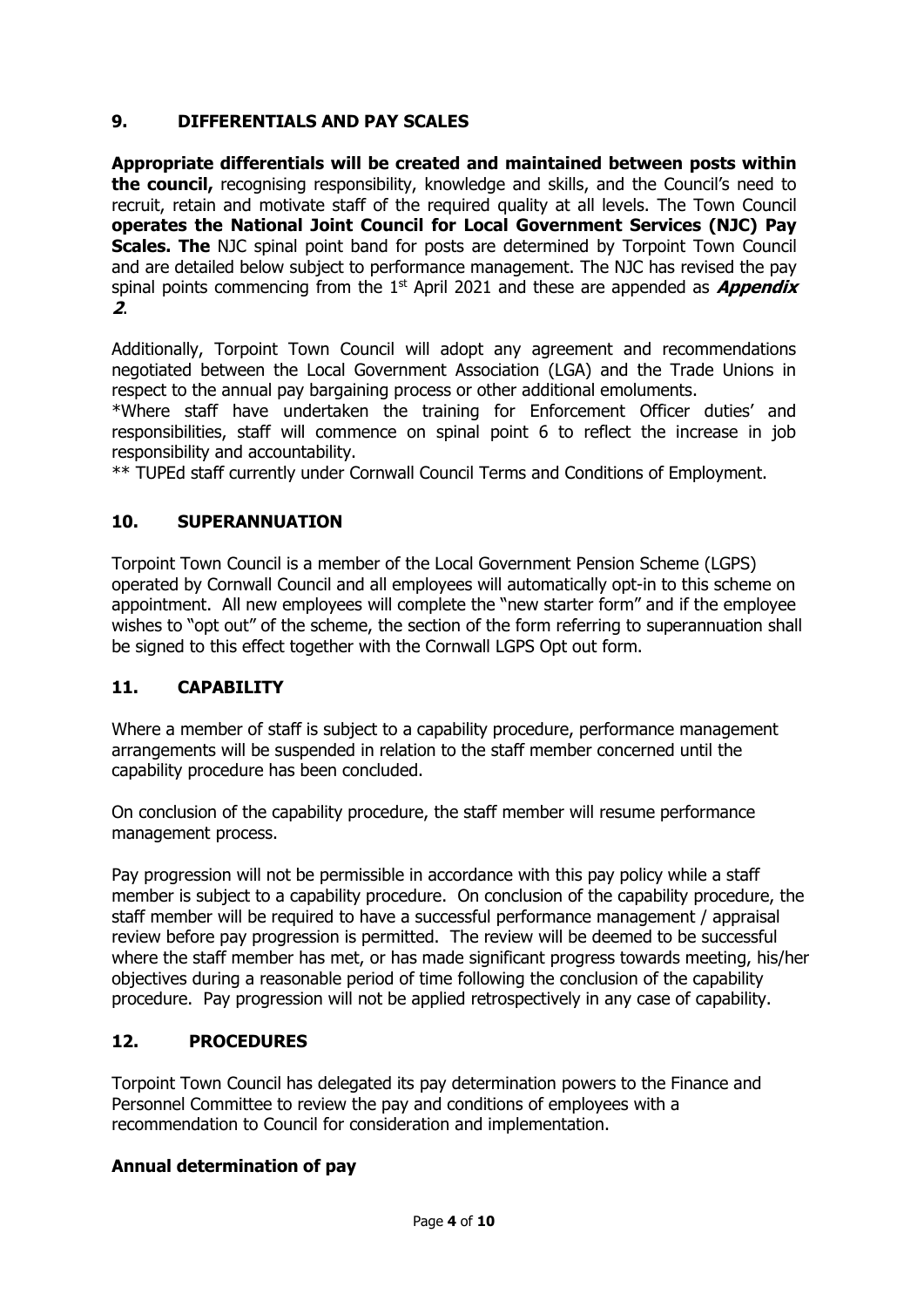## 9. DIFFERENTIALS AND PAY SCALES

**Appropriate differentials will be created and maintained between posts within the council,** recognising responsibility, knowledge and skills, and the Council's need to recruit, retain and motivate staff of the required quality at all levels. The Town Council **operates the National Joint Council for Local Government Services (NJC) Pay Scales. The** NJC spinal point band for posts are determined by Torpoint Town Council and are detailed below subject to performance management. The NJC has revised the pay spinal points commencing from the 1st April 2021 and these are appended as ***Appendix 2***.

Additionally, Torpoint Town Council will adopt any agreement and recommendations negotiated between the Local Government Association (LGA) and the Trade Unions in respect to the annual pay bargaining process or other additional emoluments.

*Where staff have undertaken the training for Enforcement Officer duties' and responsibilities, staff will commence on spinal point 6 to reflect the increase in job responsibility and accountability.

** TUPEd staff currently under Cornwall Council Terms and Conditions of Employment.

## 10. SUPERANNUATION

Torpoint Town Council is a member of the Local Government Pension Scheme (LGPS) operated by Cornwall Council and all employees will automatically opt-in to this scheme on appointment. All new employees will complete the "new starter form" and if the employee wishes to "opt out" of the scheme, the section of the form referring to superannuation shall be signed to this effect together with the Cornwall LGPS Opt out form.

## 11. CAPABILITY

Where a member of staff is subject to a capability procedure, performance management arrangements will be suspended in relation to the staff member concerned until the capability procedure has been concluded.

On conclusion of the capability procedure, the staff member will resume performance management process.

Pay progression will not be permissible in accordance with this pay policy while a staff member is subject to a capability procedure. On conclusion of the capability procedure, the staff member will be required to have a successful performance management / appraisal review before pay progression is permitted. The review will be deemed to be successful where the staff member has met, or has made significant progress towards meeting, his/her objectives during a reasonable period of time following the conclusion of the capability procedure. Pay progression will not be applied retrospectively in any case of capability.

## 12. PROCEDURES

Torpoint Town Council has delegated its pay determination powers to the Finance and Personnel Committee to review the pay and conditions of employees with a recommendation to Council for consideration and implementation.

### Annual determination of pay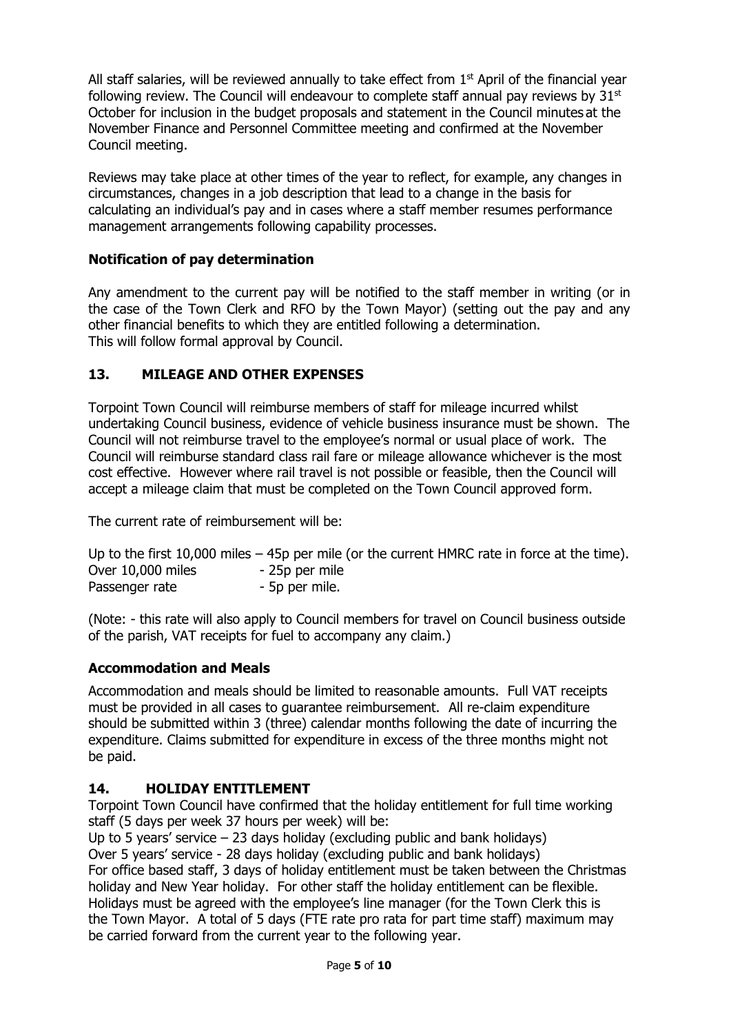All staff salaries, will be reviewed annually to take effect from 1st April of the financial year following review. The Council will endeavour to complete staff annual pay reviews by 31st October for inclusion in the budget proposals and statement in the Council minutes at the November Finance and Personnel Committee meeting and confirmed at the November Council meeting.

Reviews may take place at other times of the year to reflect, for example, any changes in circumstances, changes in a job description that lead to a change in the basis for calculating an individual's pay and in cases where a staff member resumes performance management arrangements following capability processes.

### Notification of pay determination

Any amendment to the current pay will be notified to the staff member in writing (or in the case of the Town Clerk and RFO by the Town Mayor) (setting out the pay and any other financial benefits to which they are entitled following a determination.
This will follow formal approval by Council.

## 13. MILEAGE AND OTHER EXPENSES

Torpoint Town Council will reimburse members of staff for mileage incurred whilst undertaking Council business, evidence of vehicle business insurance must be shown. The Council will not reimburse travel to the employee's normal or usual place of work. The Council will reimburse standard class rail fare or mileage allowance whichever is the most cost effective. However where rail travel is not possible or feasible, then the Council will accept a mileage claim that must be completed on the Town Council approved form.

The current rate of reimbursement will be:

Up to the first 10,000 miles – 45p per mile (or the current HMRC rate in force at the time).
Over 10,000 miles - 25p per mile
Passenger rate - 5p per mile.

(Note: - this rate will also apply to Council members for travel on Council business outside of the parish, VAT receipts for fuel to accompany any claim.)

### Accommodation and Meals

Accommodation and meals should be limited to reasonable amounts. Full VAT receipts must be provided in all cases to guarantee reimbursement. All re-claim expenditure should be submitted within 3 (three) calendar months following the date of incurring the expenditure. Claims submitted for expenditure in excess of the three months might not be paid.

## 14. HOLIDAY ENTITLEMENT

Torpoint Town Council have confirmed that the holiday entitlement for full time working staff (5 days per week 37 hours per week) will be:
Up to 5 years' service – 23 days holiday (excluding public and bank holidays)
Over 5 years' service - 28 days holiday (excluding public and bank holidays)
For office based staff, 3 days of holiday entitlement must be taken between the Christmas holiday and New Year holiday. For other staff the holiday entitlement can be flexible. Holidays must be agreed with the employee's line manager (for the Town Clerk this is the Town Mayor. A total of 5 days (FTE rate pro rata for part time staff) maximum may be carried forward from the current year to the following year.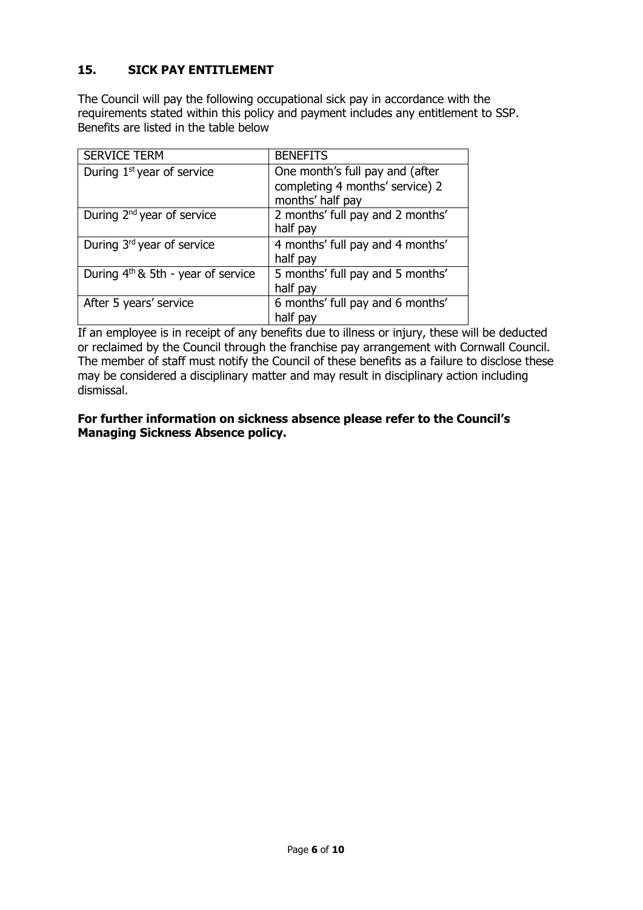## 15. SICK PAY ENTITLEMENT

The Council will pay the following occupational sick pay in accordance with the requirements stated within this policy and payment includes any entitlement to SSP. Benefits are listed in the table below

| SERVICE TERM | BENEFITS |
|---|---|
| During 1st year of service | One month's full pay and (after completing 4 months' service) 2 months' half pay |
| During 2nd year of service | 2 months' full pay and 2 months' half pay |
| During 3rd year of service | 4 months' full pay and 4 months' half pay |
| During 4th & 5th - year of service | 5 months' full pay and 5 months' half pay |
| After 5 years' service | 6 months' full pay and 6 months' half pay |

If an employee is in receipt of any benefits due to illness or injury, these will be deducted or reclaimed by the Council through the franchise pay arrangement with Cornwall Council. The member of staff must notify the Council of these benefits as a failure to disclose these may be considered a disciplinary matter and may result in disciplinary action including dismissal.

**For further information on sickness absence please refer to the Council's Managing Sickness Absence policy.**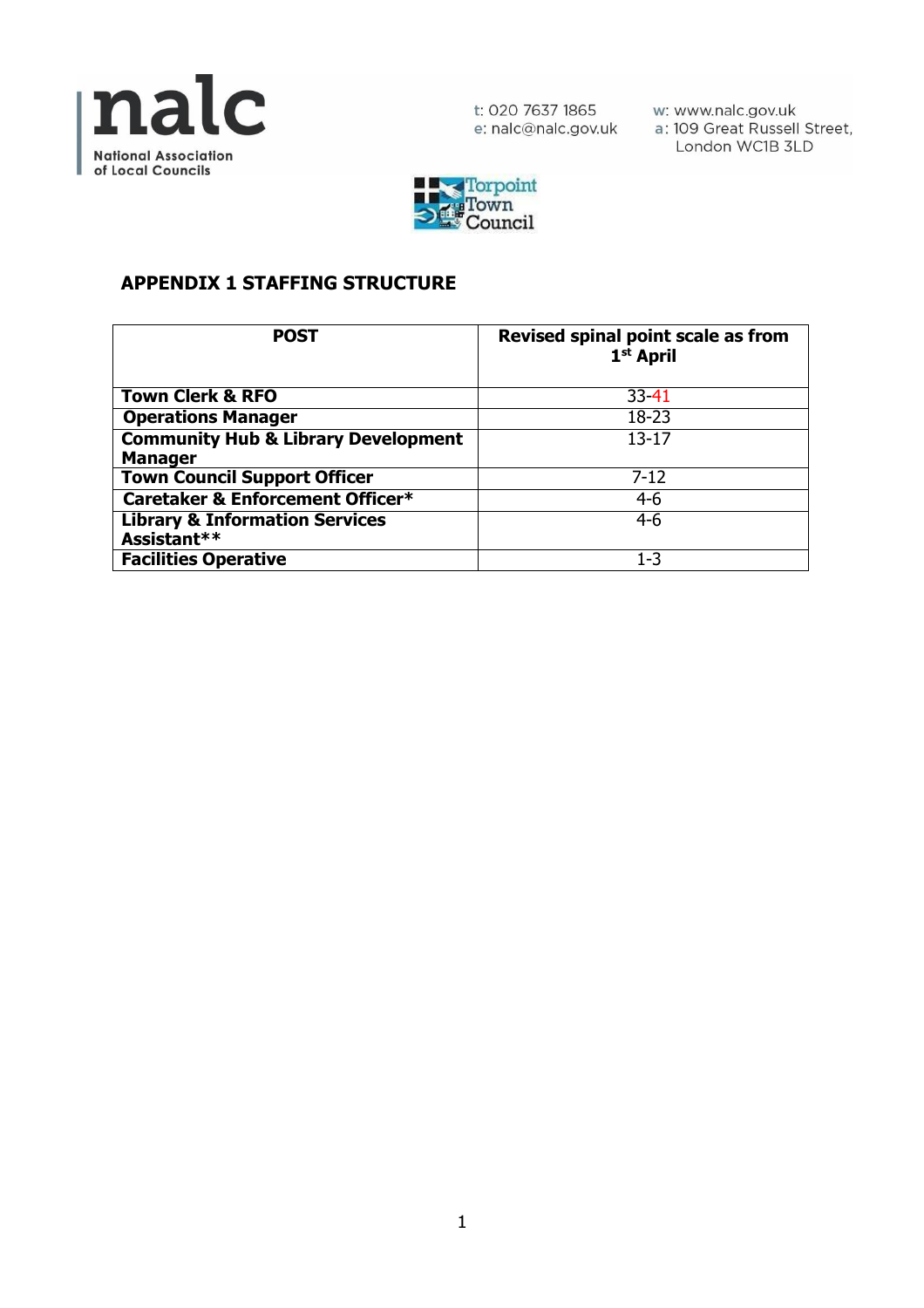## APPENDIX 1 STAFFING STRUCTURE

| POST | Revised spinal point scale as from 1st April |
|---|---|
| Town Clerk & RFO | 33-41 |
| Operations Manager | 18-23 |
| Community Hub & Library Development Manager | 13-17 |
| Town Council Support Officer | 7-12 |
| Caretaker & Enforcement Officer* | 4-6 |
| Library & Information Services Assistant** | 4-6 |
| Facilities Operative | 1-3 |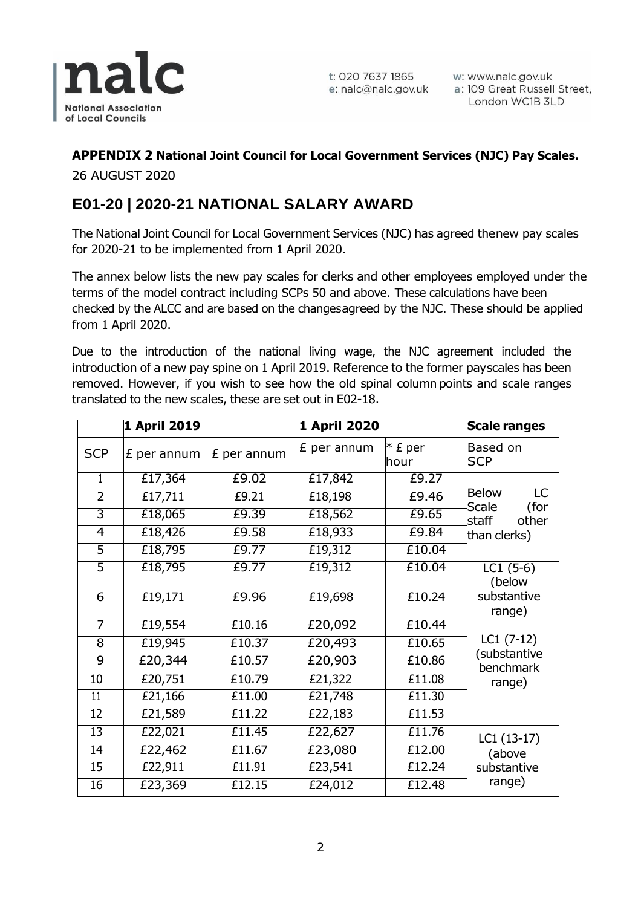**APPENDIX 2 National Joint Council for Local Government Services (NJC) Pay Scales.**

26 AUGUST 2020

## E01-20 | 2020-21 NATIONAL SALARY AWARD

The National Joint Council for Local Government Services (NJC) has agreed thenew pay scales for 2020-21 to be implemented from 1 April 2020.

The annex below lists the new pay scales for clerks and other employees employed under the terms of the model contract including SCPs 50 and above. These calculations have been checked by the ALCC and are based on the changesagreed by the NJC. These should be applied from 1 April 2020.

Due to the introduction of the national living wage, the NJC agreement included the introduction of a new pay spine on 1 April 2019. Reference to the former payscales has been removed. However, if you wish to see how the old spinal column points and scale ranges translated to the new scales, these are set out in E02-18.

| | **1 April 2019** | | **1 April 2020** | | **Scale ranges** |
|---|---|---|---|---|---|
| SCP | £ per annum | £ per annum | £ per annum | * £ per hour | Based on SCP |
| 1 | £17,364 | £9.02 | £17,842 | £9.27 | Below LC Scale (for staff other than clerks) |
| 2 | £17,711 | £9.21 | £18,198 | £9.46 | |
| 3 | £18,065 | £9.39 | £18,562 | £9.65 | |
| 4 | £18,426 | £9.58 | £18,933 | £9.84 | |
| 5 | £18,795 | £9.77 | £19,312 | £10.04 | |
| 5 | £18,795 | £9.77 | £19,312 | £10.04 | LC1 (5-6) (below substantive range) |
| 6 | £19,171 | £9.96 | £19,698 | £10.24 | |
| 7 | £19,554 | £10.16 | £20,092 | £10.44 | LC1 (7-12) (substantive benchmark range) |
| 8 | £19,945 | £10.37 | £20,493 | £10.65 | |
| 9 | £20,344 | £10.57 | £20,903 | £10.86 | |
| 10 | £20,751 | £10.79 | £21,322 | £11.08 | |
| 11 | £21,166 | £11.00 | £21,748 | £11.30 | |
| 12 | £21,589 | £11.22 | £22,183 | £11.53 | |
| 13 | £22,021 | £11.45 | £22,627 | £11.76 | LC1 (13-17) (above substantive range) |
| 14 | £22,462 | £11.67 | £23,080 | £12.00 | |
| 15 | £22,911 | £11.91 | £23,541 | £12.24 | |
| 16 | £23,369 | £12.15 | £24,012 | £12.48 | |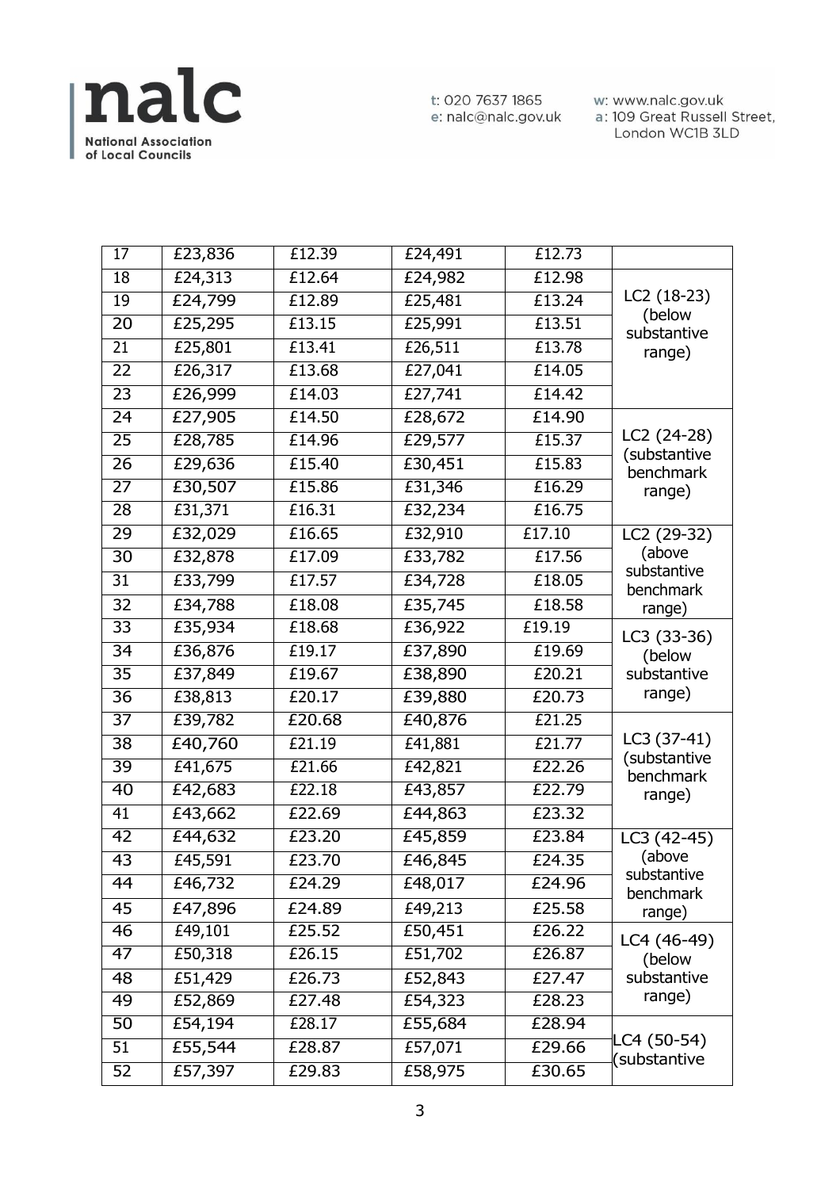| 17 | £23,836 | £12.39 | £24,491 | £12.73 | |
|---|---|---|---|---|---|
| 18 | £24,313 | £12.64 | £24,982 | £12.98 | LC2 (18-23) (below substantive range) |
| 19 | £24,799 | £12.89 | £25,481 | £13.24 | |
| 20 | £25,295 | £13.15 | £25,991 | £13.51 | |
| 21 | £25,801 | £13.41 | £26,511 | £13.78 | |
| 22 | £26,317 | £13.68 | £27,041 | £14.05 | |
| 23 | £26,999 | £14.03 | £27,741 | £14.42 | |
| 24 | £27,905 | £14.50 | £28,672 | £14.90 | LC2 (24-28) (substantive benchmark range) |
| 25 | £28,785 | £14.96 | £29,577 | £15.37 | |
| 26 | £29,636 | £15.40 | £30,451 | £15.83 | |
| 27 | £30,507 | £15.86 | £31,346 | £16.29 | |
| 28 | £31,371 | £16.31 | £32,234 | £16.75 | |
| 29 | £32,029 | £16.65 | £32,910 | £17.10 | LC2 (29-32) (above substantive benchmark range) |
| 30 | £32,878 | £17.09 | £33,782 | £17.56 | |
| 31 | £33,799 | £17.57 | £34,728 | £18.05 | |
| 32 | £34,788 | £18.08 | £35,745 | £18.58 | |
| 33 | £35,934 | £18.68 | £36,922 | £19.19 | LC3 (33-36) (below substantive range) |
| 34 | £36,876 | £19.17 | £37,890 | £19.69 | |
| 35 | £37,849 | £19.67 | £38,890 | £20.21 | |
| 36 | £38,813 | £20.17 | £39,880 | £20.73 | |
| 37 | £39,782 | £20.68 | £40,876 | £21.25 | LC3 (37-41) (substantive benchmark range) |
| 38 | £40,760 | £21.19 | £41,881 | £21.77 | |
| 39 | £41,675 | £21.66 | £42,821 | £22.26 | |
| 40 | £42,683 | £22.18 | £43,857 | £22.79 | |
| 41 | £43,662 | £22.69 | £44,863 | £23.32 | |
| 42 | £44,632 | £23.20 | £45,859 | £23.84 | LC3 (42-45) (above substantive benchmark range) |
| 43 | £45,591 | £23.70 | £46,845 | £24.35 | |
| 44 | £46,732 | £24.29 | £48,017 | £24.96 | |
| 45 | £47,896 | £24.89 | £49,213 | £25.58 | |
| 46 | £49,101 | £25.52 | £50,451 | £26.22 | LC4 (46-49) (below substantive range) |
| 47 | £50,318 | £26.15 | £51,702 | £26.87 | |
| 48 | £51,429 | £26.73 | £52,843 | £27.47 | |
| 49 | £52,869 | £27.48 | £54,323 | £28.23 | |
| 50 | £54,194 | £28.17 | £55,684 | £28.94 | LC4 (50-54) (substantive |
| 51 | £55,544 | £28.87 | £57,071 | £29.66 | |
| 52 | £57,397 | £29.83 | £58,975 | £30.65 | |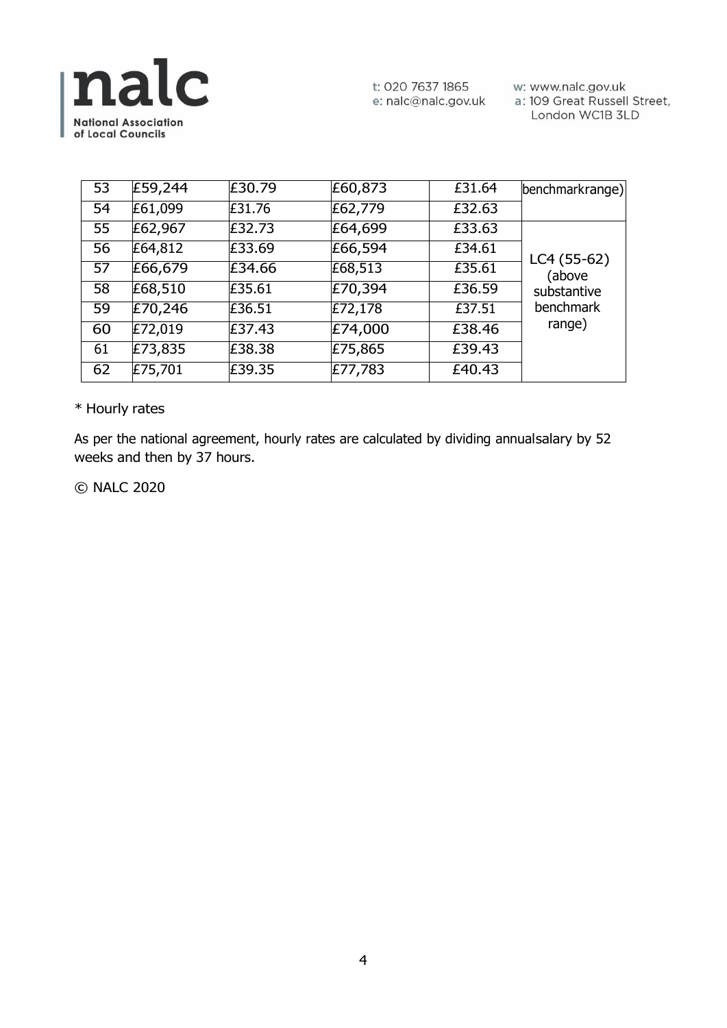| | | | | | |
|---|---|---|---|---|---|
| 53 | £59,244 | £30.79 | £60,873 | £31.64 | benchmarkrange) |
| 54 | £61,099 | £31.76 | £62,779 | £32.63 | |
| 55 | £62,967 | £32.73 | £64,699 | £33.63 | LC4 (55-62) (above substantive benchmark range) |
| 56 | £64,812 | £33.69 | £66,594 | £34.61 | |
| 57 | £66,679 | £34.66 | £68,513 | £35.61 | |
| 58 | £68,510 | £35.61 | £70,394 | £36.59 | |
| 59 | £70,246 | £36.51 | £72,178 | £37.51 | |
| 60 | £72,019 | £37.43 | £74,000 | £38.46 | |
| 61 | £73,835 | £38.38 | £75,865 | £39.43 | |
| 62 | £75,701 | £39.35 | £77,783 | £40.43 | |

* Hourly rates

As per the national agreement, hourly rates are calculated by dividing annualsalary by 52 weeks and then by 37 hours.

© NALC 2020